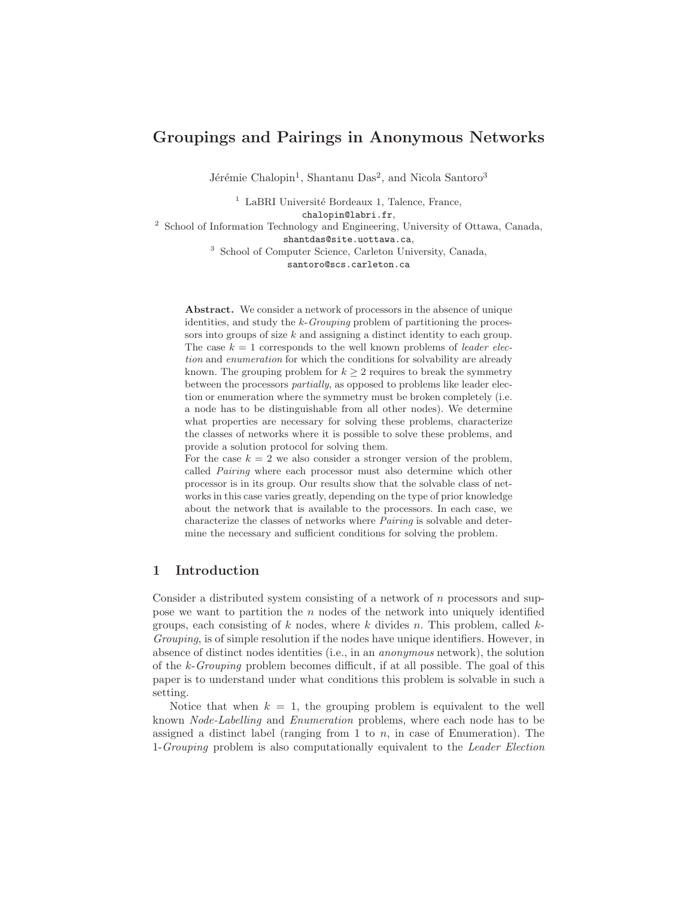# Groupings and Pairings in Anonymous Networks

Jérémie Chalopin[1], Shantanu Das[2], and Nicola Santoro[3]

[1] LaBRI Université Bordeaux 1, Talence, France,
chalopin@labri.fr,

[2] School of Information Technology and Engineering, University of Ottawa, Canada,
shantdas@site.uottawa.ca,

[3] School of Computer Science, Carleton University, Canada,
santoro@scs.carleton.ca

**Abstract.** We consider a network of processors in the absence of unique identities, and study the *k-Grouping* problem of partitioning the processors into groups of size $k$ and assigning a distinct identity to each group. The case $k = 1$ corresponds to the well known problems of *leader election* and *enumeration* for which the conditions for solvability are already known. The grouping problem for $k \geq 2$ requires to break the symmetry between the processors *partially*, as opposed to problems like leader election or enumeration where the symmetry must be broken completely (i.e. a node has to be distinguishable from all other nodes). We determine what properties are necessary for solving these problems, characterize the classes of networks where it is possible to solve these problems, and provide a solution protocol for solving them.
For the case $k = 2$ we also consider a stronger version of the problem, called *Pairing* where each processor must also determine which other processor is in its group. Our results show that the solvable class of networks in this case varies greatly, depending on the type of prior knowledge about the network that is available to the processors. In each case, we characterize the classes of networks where *Pairing* is solvable and determine the necessary and sufficient conditions for solving the problem.

## 1 Introduction

Consider a distributed system consisting of a network of $n$ processors and suppose we want to partition the $n$ nodes of the network into uniquely identified groups, each consisting of $k$ nodes, where $k$ divides $n$. This problem, called *k-Grouping*, is of simple resolution if the nodes have unique identifiers. However, in absence of distinct nodes identities (i.e., in an *anonymous* network), the solution of the *k-Grouping* problem becomes difficult, if at all possible. The goal of this paper is to understand under what conditions this problem is solvable in such a setting.

Notice that when $k = 1$, the grouping problem is equivalent to the well known *Node-Labelling* and *Enumeration* problems, where each node has to be assigned a distinct label (ranging from 1 to $n$, in case of Enumeration). The 1-*Grouping* problem is also computationally equivalent to the *Leader Election*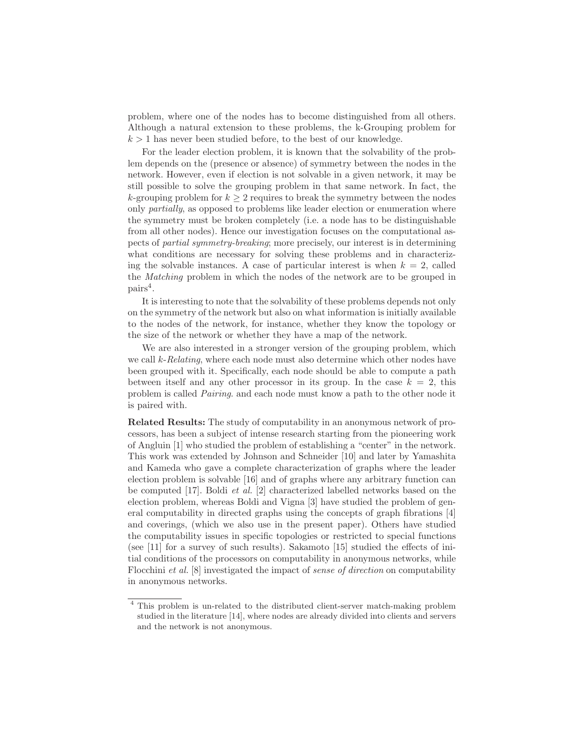problem, where one of the nodes has to become distinguished from all others. Although a natural extension to these problems, the k-Grouping problem for $k > 1$ has never been studied before, to the best of our knowledge.

For the leader election problem, it is known that the solvability of the problem depends on the (presence or absence) of symmetry between the nodes in the network. However, even if election is not solvable in a given network, it may be still possible to solve the grouping problem in that same network. In fact, the $k$-grouping problem for $k \geq 2$ requires to break the symmetry between the nodes only *partially*, as opposed to problems like leader election or enumeration where the symmetry must be broken completely (i.e. a node has to be distinguishable from all other nodes). Hence our investigation focuses on the computational aspects of *partial symmetry-breaking*; more precisely, our interest is in determining what conditions are necessary for solving these problems and in characterizing the solvable instances. A case of particular interest is when $k = 2$, called the *Matching* problem in which the nodes of the network are to be grouped in pairs[4].

It is interesting to note that the solvability of these problems depends not only on the symmetry of the network but also on what information is initially available to the nodes of the network, for instance, whether they know the topology or the size of the network or whether they have a map of the network.

We are also interested in a stronger version of the grouping problem, which we call *k-Relating*, where each node must also determine which other nodes have been grouped with it. Specifically, each node should be able to compute a path between itself and any other processor in its group. In the case $k = 2$, this problem is called *Pairing*. and each node must know a path to the other node it is paired with.

**Related Results:** The study of computability in an anonymous network of processors, has been a subject of intense research starting from the pioneering work of Angluin [1] who studied the problem of establishing a "center" in the network. This work was extended by Johnson and Schneider [10] and later by Yamashita and Kameda who gave a complete characterization of graphs where the leader election problem is solvable [16] and of graphs where any arbitrary function can be computed [17]. Boldi *et al.* [2] characterized labelled networks based on the election problem, whereas Boldi and Vigna [3] have studied the problem of general computability in directed graphs using the concepts of graph fibrations [4] and coverings, (which we also use in the present paper). Others have studied the computability issues in specific topologies or restricted to special functions (see [11] for a survey of such results). Sakamoto [15] studied the effects of initial conditions of the processors on computability in anonymous networks, while Flocchini *et al.* [8] investigated the impact of *sense of direction* on computability in anonymous networks.

[4] This problem is un-related to the distributed client-server match-making problem studied in the literature [14], where nodes are already divided into clients and servers and the network is not anonymous.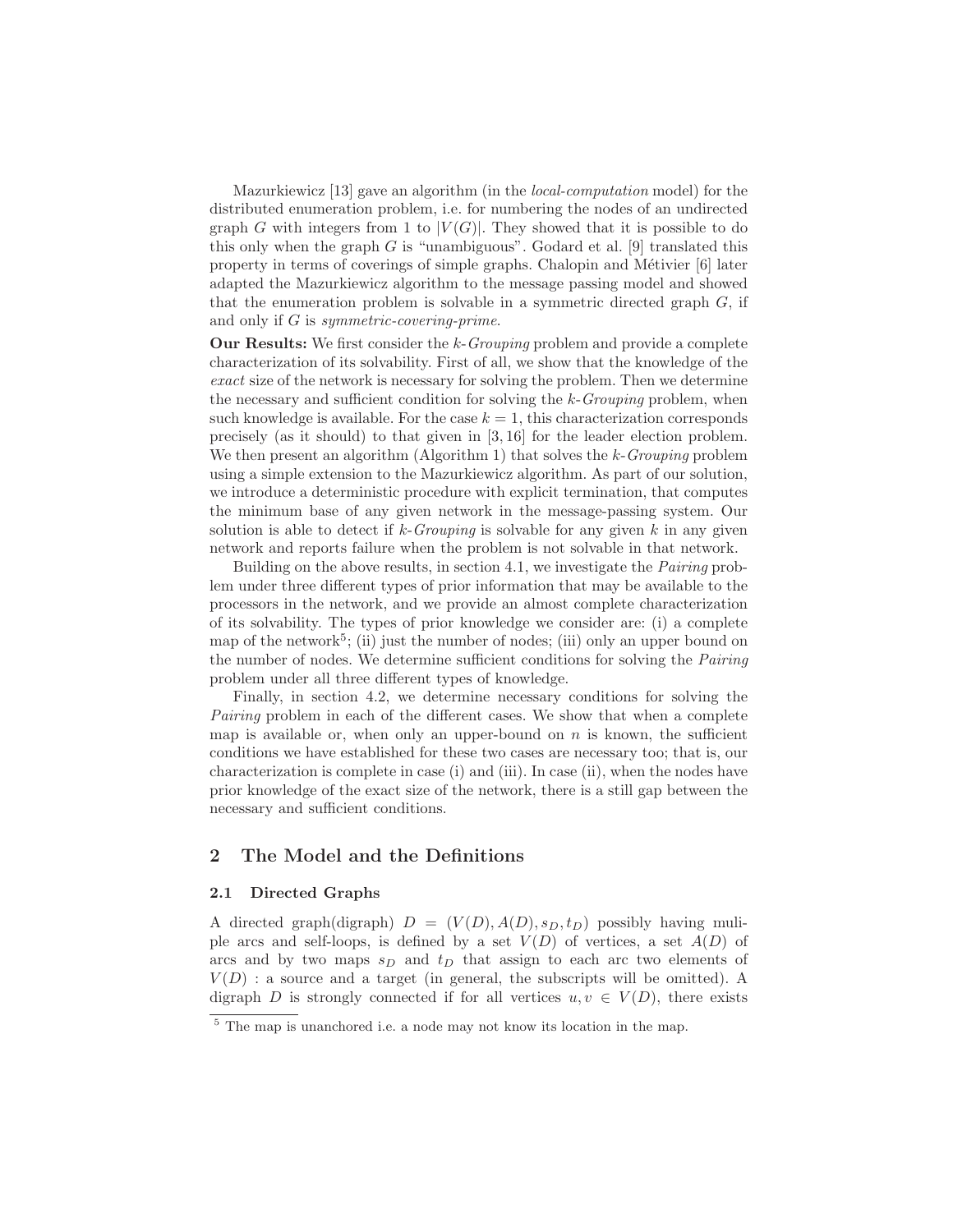Mazurkiewicz [13] gave an algorithm (in the *local-computation* model) for the distributed enumeration problem, i.e. for numbering the nodes of an undirected graph $G$ with integers from 1 to $|V(G)|$. They showed that it is possible to do this only when the graph $G$ is "unambiguous". Godard et al. [9] translated this property in terms of coverings of simple graphs. Chalopin and Métivier [6] later adapted the Mazurkiewicz algorithm to the message passing model and showed that the enumeration problem is solvable in a symmetric directed graph $G$, if and only if $G$ is *symmetric-covering-prime*.

**Our Results:** We first consider the $k$-*Grouping* problem and provide a complete characterization of its solvability. First of all, we show that the knowledge of the *exact* size of the network is necessary for solving the problem. Then we determine the necessary and sufficient condition for solving the $k$-*Grouping* problem, when such knowledge is available. For the case $k = 1$, this characterization corresponds precisely (as it should) to that given in [3, 16] for the leader election problem. We then present an algorithm (Algorithm 1) that solves the $k$-*Grouping* problem using a simple extension to the Mazurkiewicz algorithm. As part of our solution, we introduce a deterministic procedure with explicit termination, that computes the minimum base of any given network in the message-passing system. Our solution is able to detect if $k$-*Grouping* is solvable for any given $k$ in any given network and reports failure when the problem is not solvable in that network.

Building on the above results, in section 4.1, we investigate the *Pairing* problem under three different types of prior information that may be available to the processors in the network, and we provide an almost complete characterization of its solvability. The types of prior knowledge we consider are: (i) a complete map of the network[5]; (ii) just the number of nodes; (iii) only an upper bound on the number of nodes. We determine sufficient conditions for solving the *Pairing* problem under all three different types of knowledge.

Finally, in section 4.2, we determine necessary conditions for solving the *Pairing* problem in each of the different cases. We show that when a complete map is available or, when only an upper-bound on $n$ is known, the sufficient conditions we have established for these two cases are necessary too; that is, our characterization is complete in case (i) and (iii). In case (ii), when the nodes have prior knowledge of the exact size of the network, there is a still gap between the necessary and sufficient conditions.

## 2 The Model and the Definitions

### 2.1 Directed Graphs

A directed graph(digraph) $D = (V(D), A(D), s_D, t_D)$ possibly having muliple arcs and self-loops, is defined by a set $V(D)$ of vertices, a set $A(D)$ of arcs and by two maps $s_D$ and $t_D$ that assign to each arc two elements of $V(D)$ : a source and a target (in general, the subscripts will be omitted). A digraph $D$ is strongly connected if for all vertices $u, v \in V(D)$, there exists

[5] The map is unanchored i.e. a node may not know its location in the map.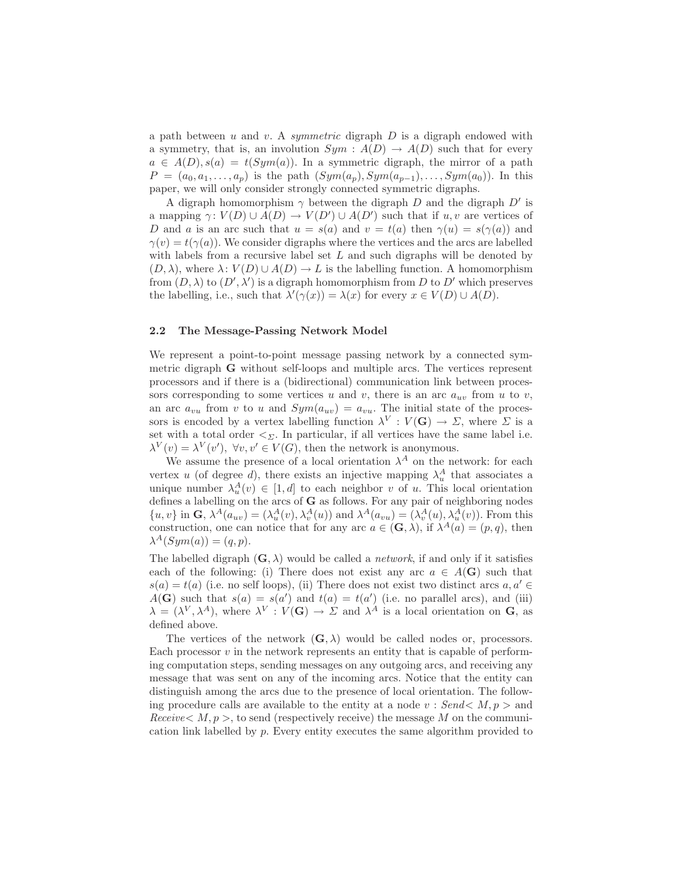a path between $u$ and $v$. A *symmetric* digraph $D$ is a digraph endowed with a symmetry, that is, an involution $Sym : A(D) \to A(D)$ such that for every $a \in A(D), s(a) = t(Sym(a))$. In a symmetric digraph, the mirror of a path $P = (a_0, a_1, \ldots, a_p)$ is the path $(Sym(a_p), Sym(a_{p-1}), \ldots, Sym(a_0))$. In this paper, we will only consider strongly connected symmetric digraphs.

A digraph homomorphism $\gamma$ between the digraph $D$ and the digraph $D'$ is a mapping $\gamma\colon V(D) \cup A(D) \to V(D') \cup A(D')$ such that if $u, v$ are vertices of $D$ and $a$ is an arc such that $u = s(a)$ and $v = t(a)$ then $\gamma(u) = s(\gamma(a))$ and $\gamma(v) = t(\gamma(a))$. We consider digraphs where the vertices and the arcs are labelled with labels from a recursive label set $L$ and such digraphs will be denoted by $(D, \lambda)$, where $\lambda\colon V(D) \cup A(D) \to L$ is the labelling function. A homomorphism from $(D, \lambda)$ to $(D', \lambda')$ is a digraph homomorphism from $D$ to $D'$ which preserves the labelling, i.e., such that $\lambda'(\gamma(x)) = \lambda(x)$ for every $x \in V(D) \cup A(D)$.

### 2.2 The Message-Passing Network Model

We represent a point-to-point message passing network by a connected symmetric digraph $\mathbf{G}$ without self-loops and multiple arcs. The vertices represent processors and if there is a (bidirectional) communication link between processors corresponding to some vertices $u$ and $v$, there is an arc $a_{uv}$ from $u$ to $v$, an arc $a_{vu}$ from $v$ to $u$ and $Sym(a_{uv}) = a_{vu}$. The initial state of the processors is encoded by a vertex labelling function $\lambda^V : V(\mathbf{G}) \to \Sigma$, where $\Sigma$ is a set with a total order $<_\Sigma$. In particular, if all vertices have the same label i.e. $\lambda^V(v) = \lambda^V(v'),\ \forall v, v' \in V(G)$, then the network is anonymous.

We assume the presence of a local orientation $\lambda^A$ on the network: for each vertex $u$ (of degree $d$), there exists an injective mapping $\lambda^A_u$ that associates a unique number $\lambda^A_u(v) \in [1, d]$ to each neighbor $v$ of $u$. This local orientation defines a labelling on the arcs of $\mathbf{G}$ as follows. For any pair of neighboring nodes $\{u, v\}$ in $\mathbf{G}$, $\lambda^A(a_{uv}) = (\lambda^A_u(v), \lambda^A_v(u))$ and $\lambda^A(a_{vu}) = (\lambda^A_v(u), \lambda^A_u(v))$. From this construction, one can notice that for any arc $a \in (\mathbf{G}, \lambda)$, if $\lambda^A(a) = (p, q)$, then $\lambda^A(Sym(a)) = (q, p)$.

The labelled digraph $(\mathbf{G}, \lambda)$ would be called a *network*, if and only if it satisfies each of the following: (i) There does not exist any arc $a \in A(\mathbf{G})$ such that $s(a) = t(a)$ (i.e. no self loops), (ii) There does not exist two distinct arcs $a, a' \in A(\mathbf{G})$ such that $s(a) = s(a')$ and $t(a) = t(a')$ (i.e. no parallel arcs), and (iii) $\lambda = (\lambda^V, \lambda^A)$, where $\lambda^V : V(\mathbf{G}) \to \Sigma$ and $\lambda^A$ is a local orientation on $\mathbf{G}$, as defined above.

The vertices of the network $(\mathbf{G}, \lambda)$ would be called nodes or, processors. Each processor $v$ in the network represents an entity that is capable of performing computation steps, sending messages on any outgoing arcs, and receiving any message that was sent on any of the incoming arcs. Notice that the entity can distinguish among the arcs due to the presence of local orientation. The following procedure calls are available to the entity at a node $v$ : *Send*$< M, p >$ and *Receive*$< M, p >$, to send (respectively receive) the message $M$ on the communication link labelled by $p$. Every entity executes the same algorithm provided to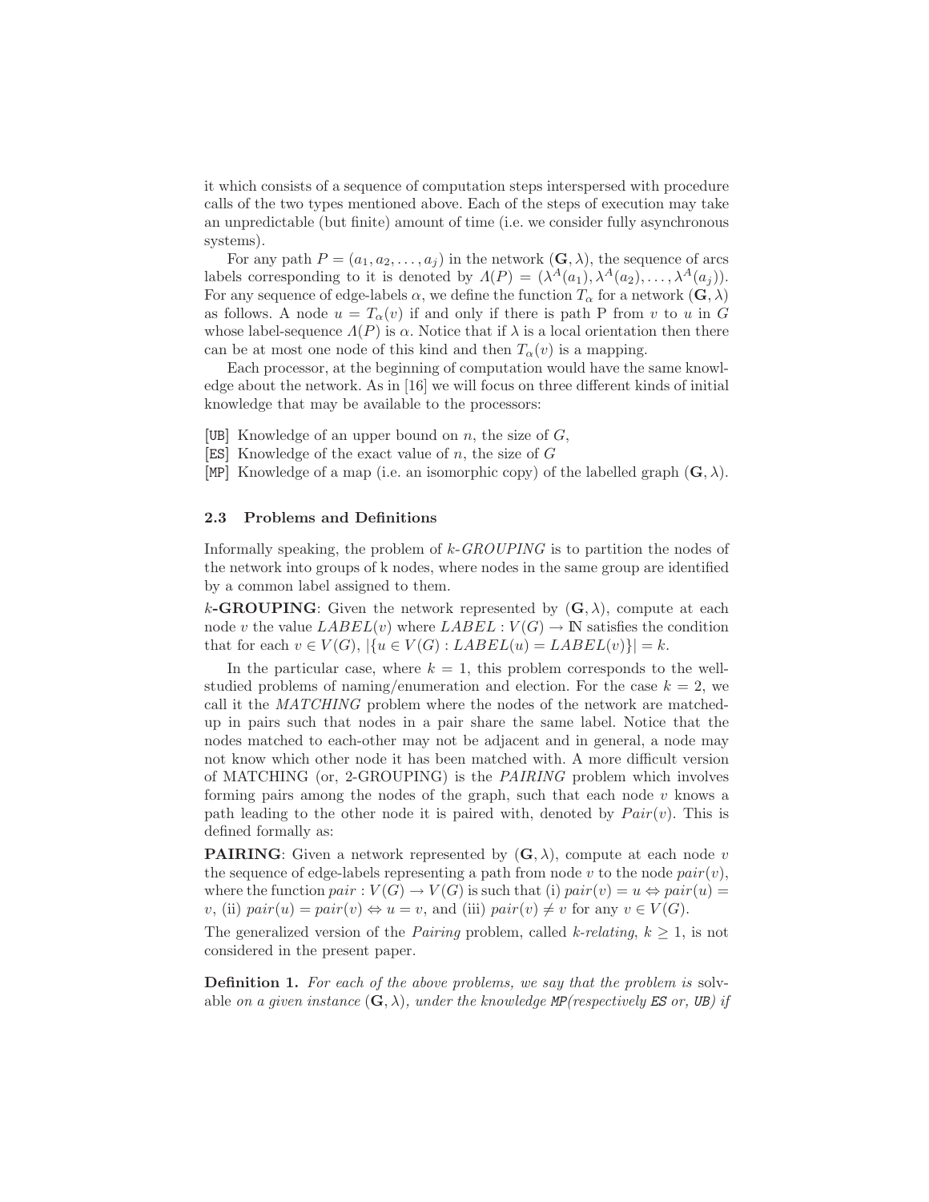it which consists of a sequence of computation steps interspersed with procedure calls of the two types mentioned above. Each of the steps of execution may take an unpredictable (but finite) amount of time (i.e. we consider fully asynchronous systems).

For any path $P = (a_1, a_2, \ldots, a_j)$ in the network $(\mathbf{G}, \lambda)$, the sequence of arcs labels corresponding to it is denoted by $\Lambda(P) = (\lambda^A(a_1), \lambda^A(a_2), \ldots, \lambda^A(a_j))$. For any sequence of edge-labels $\alpha$, we define the function $T_\alpha$ for a network $(\mathbf{G}, \lambda)$ as follows. A node $u = T_\alpha(v)$ if and only if there is path P from $v$ to $u$ in $G$ whose label-sequence $\Lambda(P)$ is $\alpha$. Notice that if $\lambda$ is a local orientation then there can be at most one node of this kind and then $T_\alpha(v)$ is a mapping.

Each processor, at the beginning of computation would have the same knowledge about the network. As in [16] we will focus on three different kinds of initial knowledge that may be available to the processors:

[UB] Knowledge of an upper bound on $n$, the size of $G$,
[ES] Knowledge of the exact value of $n$, the size of $G$
[MP] Knowledge of a map (i.e. an isomorphic copy) of the labelled graph $(\mathbf{G}, \lambda)$.

### 2.3 Problems and Definitions

Informally speaking, the problem of *k-GROUPING* is to partition the nodes of the network into groups of k nodes, where nodes in the same group are identified by a common label assigned to them.

***k*-GROUPING**: Given the network represented by $(\mathbf{G}, \lambda)$, compute at each node $v$ the value $LABEL(v)$ where $LABEL : V(G) \to \mathbb{N}$ satisfies the condition that for each $v \in V(G)$, $|\{u \in V(G) : LABEL(u) = LABEL(v)\}| = k$.

In the particular case, where $k = 1$, this problem corresponds to the well-studied problems of naming/enumeration and election. For the case $k = 2$, we call it the *MATCHING* problem where the nodes of the network are matched-up in pairs such that nodes in a pair share the same label. Notice that the nodes matched to each-other may not be adjacent and in general, a node may not know which other node it has been matched with. A more difficult version of MATCHING (or, 2-GROUPING) is the *PAIRING* problem which involves forming pairs among the nodes of the graph, such that each node $v$ knows a path leading to the other node it is paired with, denoted by $Pair(v)$. This is defined formally as:

**PAIRING**: Given a network represented by $(\mathbf{G}, \lambda)$, compute at each node $v$ the sequence of edge-labels representing a path from node $v$ to the node $pair(v)$, where the function $pair : V(G) \to V(G)$ is such that (i) $pair(v) = u \Leftrightarrow pair(u) = v$, (ii) $pair(u) = pair(v) \Leftrightarrow u = v$, and (iii) $pair(v) \neq v$ for any $v \in V(G)$.

The generalized version of the *Pairing* problem, called *k-relating*, $k \geq 1$, is not considered in the present paper.

**Definition 1.** *For each of the above problems, we say that the problem is* solvable *on a given instance $(\mathbf{G}, \lambda)$, under the knowledge MP(respectively ES or, UB) if*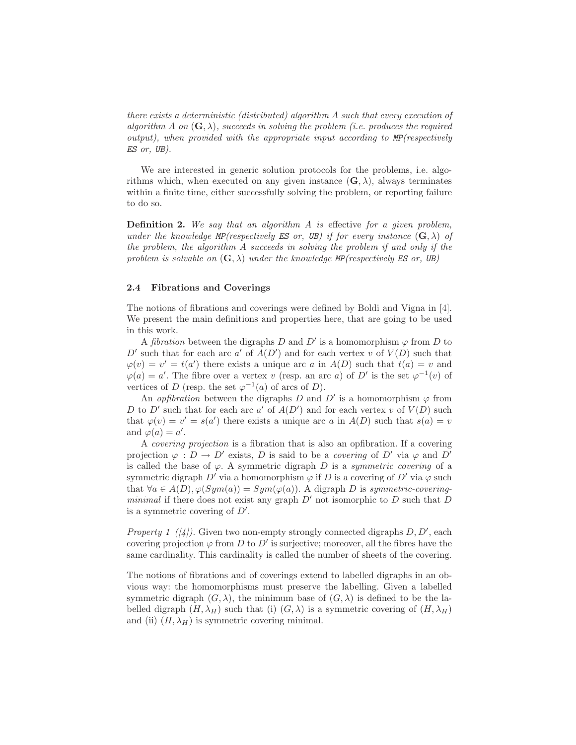*there exists a deterministic (distributed) algorithm $A$ such that every execution of algorithm $A$ on $(\mathbf{G}, \lambda)$, succeeds in solving the problem (i.e. produces the required output), when provided with the appropriate input according to MP(respectively ES or, UB).*

We are interested in generic solution protocols for the problems, i.e. algorithms which, when executed on any given instance $(\mathbf{G}, \lambda)$, always terminates within a finite time, either successfully solving the problem, or reporting failure to do so.

**Definition 2.** *We say that an algorithm $A$ is* effective *for a given problem, under the knowledge MP(respectively ES or, UB) if for every instance $(\mathbf{G}, \lambda)$ of the problem, the algorithm $A$ succeeds in solving the problem if and only if the problem is solvable on $(\mathbf{G}, \lambda)$ under the knowledge MP(respectively ES or, UB)*

### 2.4 Fibrations and Coverings

The notions of fibrations and coverings were defined by Boldi and Vigna in [4]. We present the main definitions and properties here, that are going to be used in this work.

A *fibration* between the digraphs $D$ and $D'$ is a homomorphism $\varphi$ from $D$ to $D'$ such that for each arc $a'$ of $A(D')$ and for each vertex $v$ of $V(D)$ such that $\varphi(v) = v' = t(a')$ there exists a unique arc $a$ in $A(D)$ such that $t(a) = v$ and $\varphi(a) = a'$. The fibre over a vertex $v$ (resp. an arc $a$) of $D'$ is the set $\varphi^{-1}(v)$ of vertices of $D$ (resp. the set $\varphi^{-1}(a)$ of arcs of $D$).

An *opfibration* between the digraphs $D$ and $D'$ is a homomorphism $\varphi$ from $D$ to $D'$ such that for each arc $a'$ of $A(D')$ and for each vertex $v$ of $V(D)$ such that $\varphi(v) = v' = s(a')$ there exists a unique arc $a$ in $A(D)$ such that $s(a) = v$ and $\varphi(a) = a'$.

A *covering projection* is a fibration that is also an opfibration. If a covering projection $\varphi : D \to D'$ exists, $D$ is said to be a *covering* of $D'$ via $\varphi$ and $D'$ is called the base of $\varphi$. A symmetric digraph $D$ is a *symmetric covering* of a symmetric digraph $D'$ via a homomorphism $\varphi$ if $D$ is a covering of $D'$ via $\varphi$ such that $\forall a \in A(D), \varphi(Sym(a)) = Sym(\varphi(a))$. A digraph $D$ is *symmetric-covering-minimal* if there does not exist any graph $D'$ not isomorphic to $D$ such that $D$ is a symmetric covering of $D'$.

*Property 1 ([4]).* Given two non-empty strongly connected digraphs $D, D'$, each covering projection $\varphi$ from $D$ to $D'$ is surjective; moreover, all the fibres have the same cardinality. This cardinality is called the number of sheets of the covering.

The notions of fibrations and of coverings extend to labelled digraphs in an obvious way: the homomorphisms must preserve the labelling. Given a labelled symmetric digraph $(G, \lambda)$, the minimum base of $(G, \lambda)$ is defined to be the labelled digraph $(H, \lambda_H)$ such that (i) $(G, \lambda)$ is a symmetric covering of $(H, \lambda_H)$ and (ii) $(H, \lambda_H)$ is symmetric covering minimal.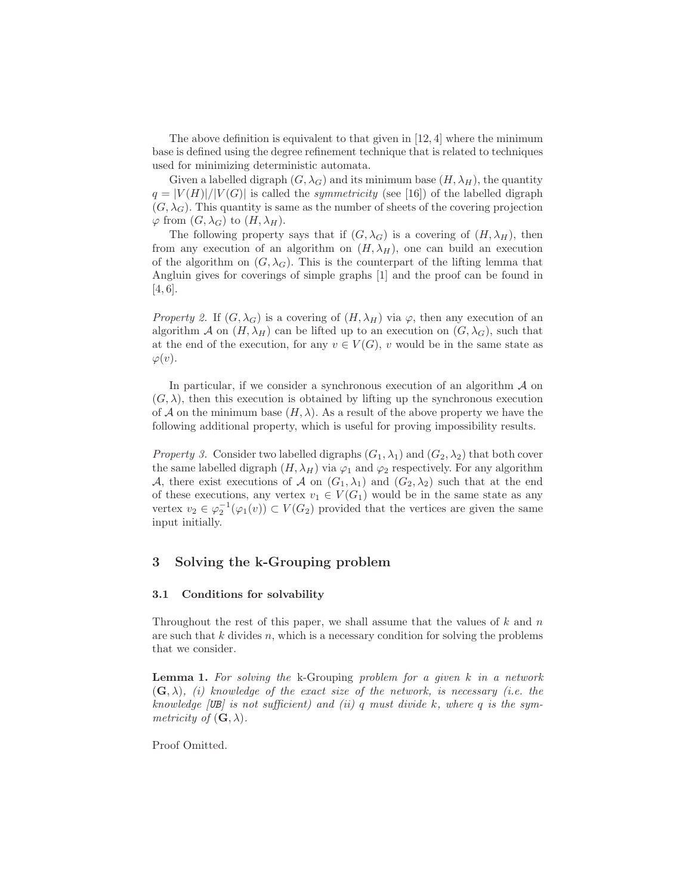The above definition is equivalent to that given in [12, 4] where the minimum base is defined using the degree refinement technique that is related to techniques used for minimizing deterministic automata.

Given a labelled digraph $(G, \lambda_G)$ and its minimum base $(H, \lambda_H)$, the quantity $q = |V(H)|/|V(G)|$ is called the *symmetricity* (see [16]) of the labelled digraph $(G, \lambda_G)$. This quantity is same as the number of sheets of the covering projection $\varphi$ from $(G, \lambda_G)$ to $(H, \lambda_H)$.

The following property says that if $(G, \lambda_G)$ is a covering of $(H, \lambda_H)$, then from any execution of an algorithm on $(H, \lambda_H)$, one can build an execution of the algorithm on $(G, \lambda_G)$. This is the counterpart of the lifting lemma that Angluin gives for coverings of simple graphs [1] and the proof can be found in [4, 6].

*Property 2.* If $(G, \lambda_G)$ is a covering of $(H, \lambda_H)$ via $\varphi$, then any execution of an algorithm $\mathcal{A}$ on $(H, \lambda_H)$ can be lifted up to an execution on $(G, \lambda_G)$, such that at the end of the execution, for any $v \in V(G)$, $v$ would be in the same state as $\varphi(v)$.

In particular, if we consider a synchronous execution of an algorithm $\mathcal{A}$ on $(G, \lambda)$, then this execution is obtained by lifting up the synchronous execution of $\mathcal{A}$ on the minimum base $(H, \lambda)$. As a result of the above property we have the following additional property, which is useful for proving impossibility results.

*Property 3.* Consider two labelled digraphs $(G_1, \lambda_1)$ and $(G_2, \lambda_2)$ that both cover the same labelled digraph $(H, \lambda_H)$ via $\varphi_1$ and $\varphi_2$ respectively. For any algorithm $\mathcal{A}$, there exist executions of $\mathcal{A}$ on $(G_1, \lambda_1)$ and $(G_2, \lambda_2)$ such that at the end of these executions, any vertex $v_1 \in V(G_1)$ would be in the same state as any vertex $v_2 \in \varphi_2^{-1}(\varphi_1(v)) \subset V(G_2)$ provided that the vertices are given the same input initially.

## 3 Solving the k-Grouping problem

### 3.1 Conditions for solvability

Throughout the rest of this paper, we shall assume that the values of $k$ and $n$ are such that $k$ divides $n$, which is a necessary condition for solving the problems that we consider.

**Lemma 1.** *For solving the* k-Grouping *problem for a given* $k$ *in a network* $(\mathbf{G}, \lambda)$*, (i) knowledge of the exact size of the network, is necessary (i.e. the knowledge [UB] is not sufficient) and (ii)* $q$ *must divide* $k$*, where* $q$ *is the symmetricity of* $(\mathbf{G}, \lambda)$*.*

Proof Omitted.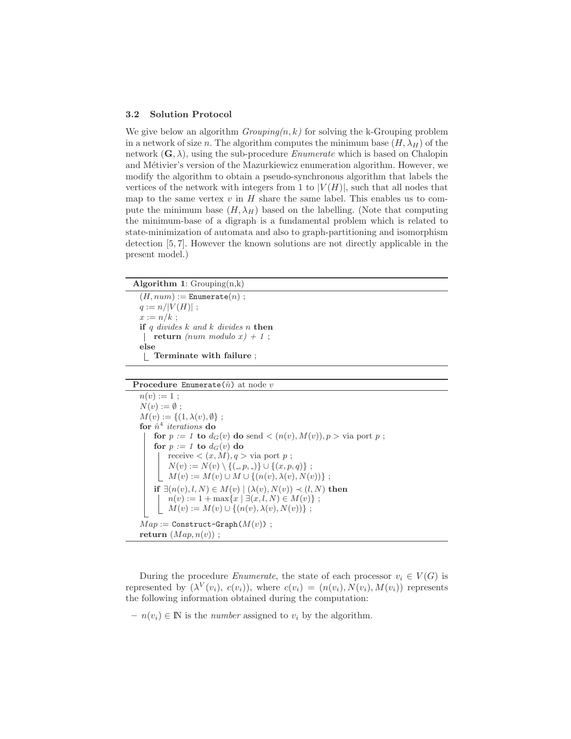### 3.2 Solution Protocol

We give below an algorithm *Grouping*$(n, k)$ for solving the k-Grouping problem in a network of size $n$. The algorithm computes the minimum base $(H, \lambda_H)$ of the network $(\mathbf{G}, \lambda)$, using the sub-procedure *Enumerate* which is based on Chalopin and Métivier's version of the Mazurkiewicz enumeration algorithm. However, we modify the algorithm to obtain a pseudo-synchronous algorithm that labels the vertices of the network with integers from 1 to $|V(H)|$, such that all nodes that map to the same vertex $v$ in $H$ share the same label. This enables us to compute the minimum base $(H, \lambda_H)$ based on the labelling. (Note that computing the minimum-base of a digraph is a fundamental problem which is related to state-minimization of automata and also to graph-partitioning and isomorphism detection [5, 7]. However the known solutions are not directly applicable in the present model.)

**Algorithm 1**: Grouping(n,k)

```
(H, num) := Enumerate(n) ;
q := n/|V(H)| ;
x := n/k ;
if q divides k and k divides n then
    return (num modulo x) + 1 ;
else
    Terminate with failure ;
```

**Procedure** Enumerate($\hat{n}$) at node $v$

```
n(v) := 1 ;
N(v) := ∅ ;
M(v) := {(1, λ(v), ∅} ;
for n̂^4 iterations do
    for p := 1 to d_G(v) do send <(n(v), M(v)), p> via port p ;
    for p := 1 to d_G(v) do
        receive <(x, M), q> via port p ;
        N(v) := N(v) \ {(_, p, _)} ∪ {(x, p, q)} ;
        M(v) := M(v) ∪ M ∪ {(n(v), λ(v), N(v))} ;
    if ∃(n(v), l, N) ∈ M(v) | (λ(v), N(v)) ≺ (l, N) then
        n(v) := 1 + max{x | ∃(x, l, N) ∈ M(v)} ;
        M(v) := M(v) ∪ {(n(v), λ(v), N(v))} ;
Map := Construct-Graph(M(v)) ;
return (Map, n(v)) ;
```

During the procedure *Enumerate*, the state of each processor $v_i \in V(G)$ is represented by $(\lambda^V(v_i),\ c(v_i))$, where $c(v_i) = (n(v_i), N(v_i), M(v_i))$ represents the following information obtained during the computation:

– $n(v_i) \in \mathbb{N}$ is the *number* assigned to $v_i$ by the algorithm.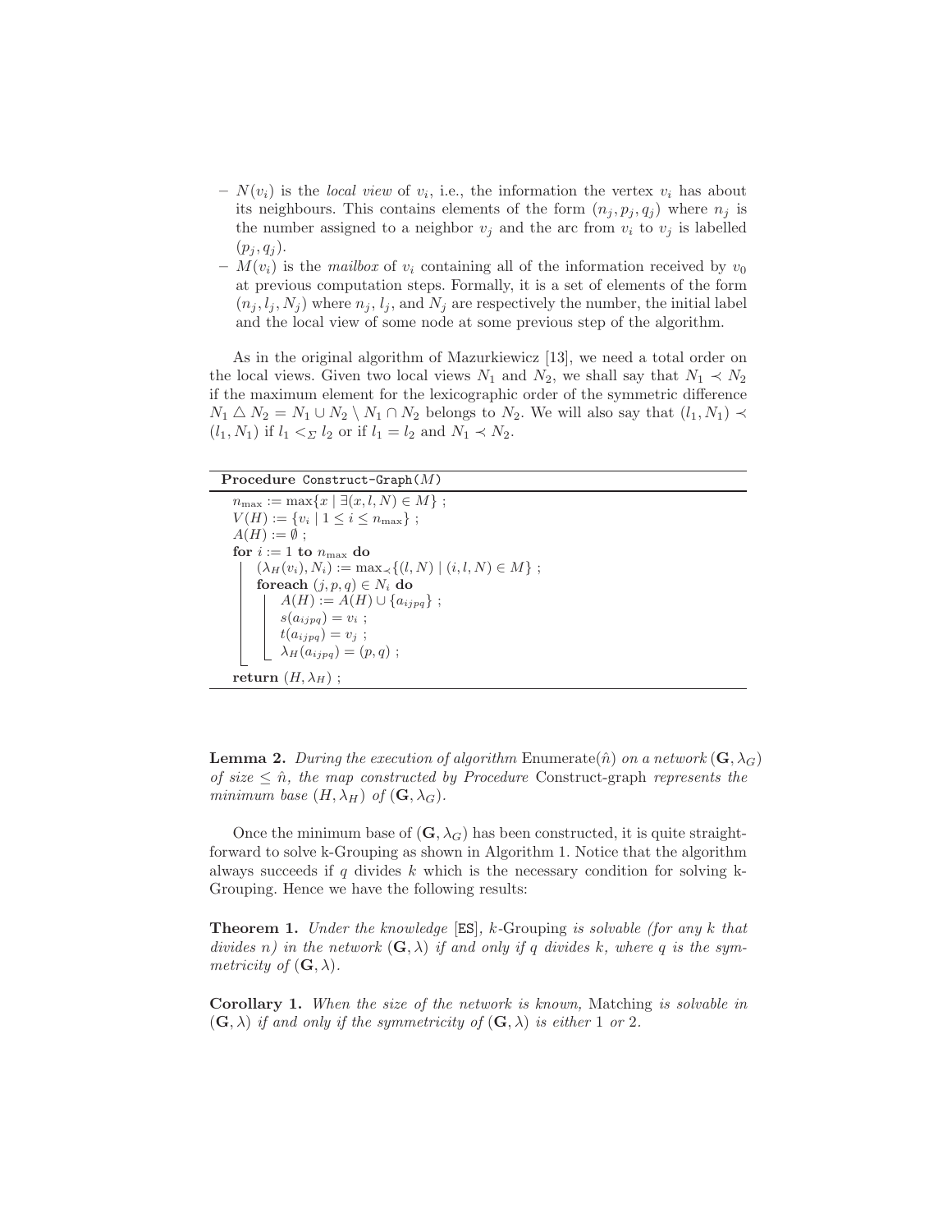– $N(v_i)$ is the *local view* of $v_i$, i.e., the information the vertex $v_i$ has about its neighbours. This contains elements of the form $(n_j, p_j, q_j)$ where $n_j$ is the number assigned to a neighbor $v_j$ and the arc from $v_i$ to $v_j$ is labelled $(p_j, q_j)$.
– $M(v_i)$ is the *mailbox* of $v_i$ containing all of the information received by $v_0$ at previous computation steps. Formally, it is a set of elements of the form $(n_j, l_j, N_j)$ where $n_j$, $l_j$, and $N_j$ are respectively the number, the initial label and the local view of some node at some previous step of the algorithm.

As in the original algorithm of Mazurkiewicz [13], we need a total order on the local views. Given two local views $N_1$ and $N_2$, we shall say that $N_1 \prec N_2$ if the maximum element for the lexicographic order of the symmetric difference $N_1 \triangle N_2 = N_1 \cup N_2 \setminus N_1 \cap N_2$ belongs to $N_2$. We will also say that $(l_1, N_1) \prec (l_1, N_1)$ if $l_1 <_\Sigma l_2$ or if $l_1 = l_2$ and $N_1 \prec N_2$.

**Procedure** `Construct-Graph`($M$)

```
n_max := max{x | ∃(x, l, N) ∈ M} ;
V(H) := {v_i | 1 ≤ i ≤ n_max} ;
A(H) := ∅ ;
for i := 1 to n_max do
    (λ_H(v_i), N_i) := max_≺{(l, N) | (i, l, N) ∈ M} ;
    foreach (j, p, q) ∈ N_i do
        A(H) := A(H) ∪ {a_ijpq} ;
        s(a_ijpq) = v_i ;
        t(a_ijpq) = v_j ;
        λ_H(a_ijpq) = (p, q) ;
return (H, λ_H) ;
```

**Lemma 2.** *During the execution of algorithm* Enumerate($\hat{n}$) *on a network* $(\mathbf{G}, \lambda_G)$ *of size* $\leq \hat{n}$*, the map constructed by Procedure* Construct-graph *represents the minimum base* $(H, \lambda_H)$ *of* $(\mathbf{G}, \lambda_G)$.

Once the minimum base of $(\mathbf{G}, \lambda_G)$ has been constructed, it is quite straightforward to solve k-Grouping as shown in Algorithm 1. Notice that the algorithm always succeeds if $q$ divides $k$ which is the necessary condition for solving k-Grouping. Hence we have the following results:

**Theorem 1.** *Under the knowledge* [ES]*, k-*Grouping *is solvable (for any* $k$ *that divides* $n$*) in the network* $(\mathbf{G}, \lambda)$ *if and only if* $q$ *divides* $k$*, where* $q$ *is the symmetricity of* $(\mathbf{G}, \lambda)$.

**Corollary 1.** *When the size of the network is known,* Matching *is solvable in* $(\mathbf{G}, \lambda)$ *if and only if the symmetricity of* $(\mathbf{G}, \lambda)$ *is either* 1 *or* 2.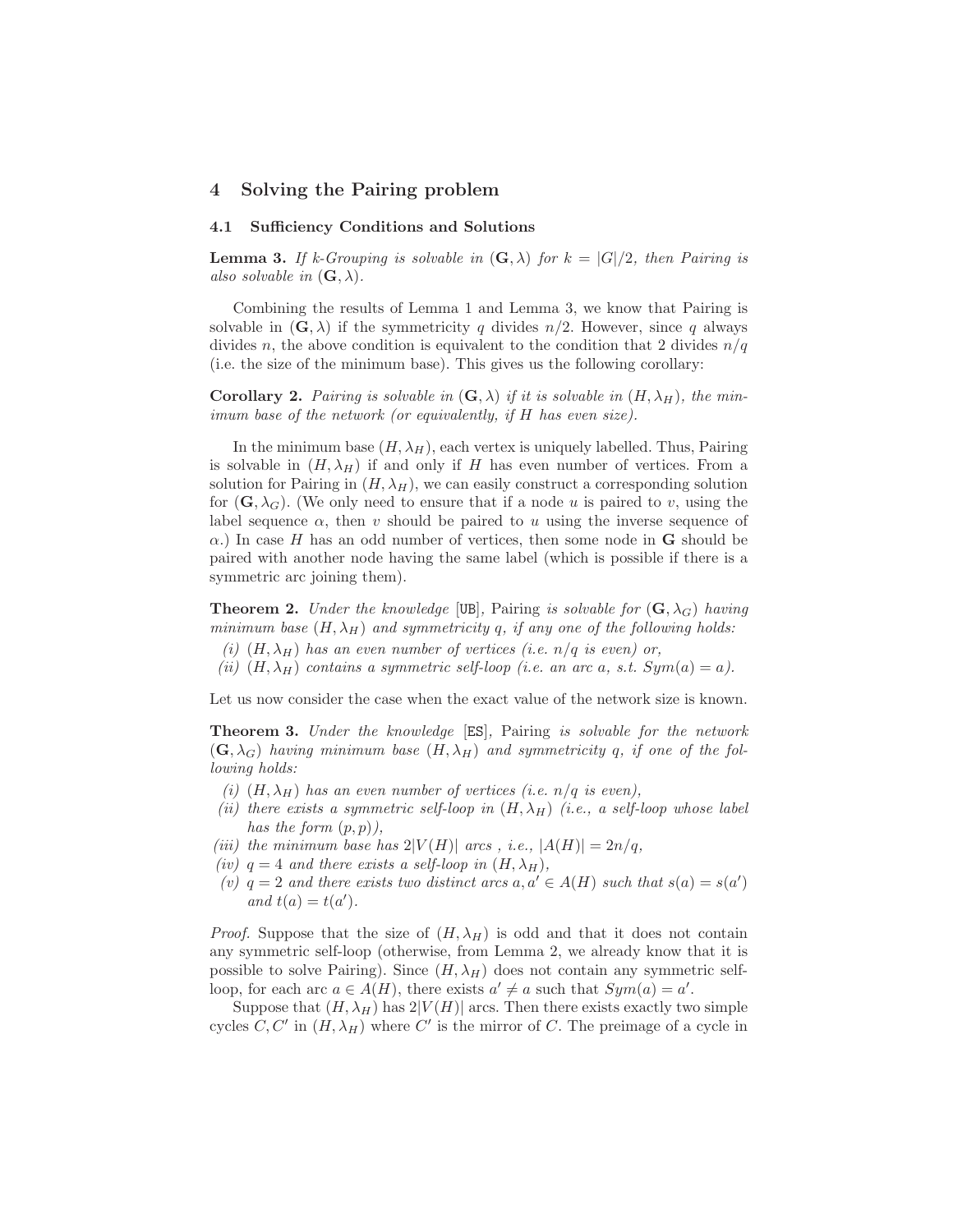## 4 Solving the Pairing problem

### 4.1 Sufficiency Conditions and Solutions

**Lemma 3.** *If k-Grouping is solvable in* $(\mathbf{G}, \lambda)$ *for* $k = |G|/2$*, then Pairing is also solvable in* $(\mathbf{G}, \lambda)$*.*

Combining the results of Lemma 1 and Lemma 3, we know that Pairing is solvable in $(\mathbf{G}, \lambda)$ if the symmetricity $q$ divides $n/2$. However, since $q$ always divides $n$, the above condition is equivalent to the condition that 2 divides $n/q$ (i.e. the size of the minimum base). This gives us the following corollary:

**Corollary 2.** *Pairing is solvable in* $(\mathbf{G}, \lambda)$ *if it is solvable in* $(H, \lambda_H)$*, the minimum base of the network (or equivalently, if* $H$ *has even size).*

In the minimum base $(H, \lambda_H)$, each vertex is uniquely labelled. Thus, Pairing is solvable in $(H, \lambda_H)$ if and only if $H$ has even number of vertices. From a solution for Pairing in $(H, \lambda_H)$, we can easily construct a corresponding solution for $(\mathbf{G}, \lambda_G)$. (We only need to ensure that if a node $u$ is paired to $v$, using the label sequence $\alpha$, then $v$ should be paired to $u$ using the inverse sequence of $\alpha$.) In case $H$ has an odd number of vertices, then some node in $\mathbf{G}$ should be paired with another node having the same label (which is possible if there is a symmetric arc joining them).

**Theorem 2.** *Under the knowledge* [UB]*,* Pairing *is solvable for* $(\mathbf{G}, \lambda_G)$ *having minimum base* $(H, \lambda_H)$ *and symmetricity* $q$*, if any one of the following holds:*

*(i)* $(H, \lambda_H)$ *has an even number of vertices (i.e.* $n/q$ *is even) or,*
*(ii)* $(H, \lambda_H)$ *contains a symmetric self-loop (i.e. an arc* $a$*, s.t.* $Sym(a) = a$*).*

Let us now consider the case when the exact value of the network size is known.

**Theorem 3.** *Under the knowledge* [ES]*,* Pairing *is solvable for the network* $(\mathbf{G}, \lambda_G)$ *having minimum base* $(H, \lambda_H)$ *and symmetricity* $q$*, if one of the following holds:*

*(i)* $(H, \lambda_H)$ *has an even number of vertices (i.e.* $n/q$ *is even),*
*(ii) there exists a symmetric self-loop in* $(H, \lambda_H)$ *(i.e., a self-loop whose label has the form* $(p, p)$*),*
*(iii) the minimum base has* $2|V(H)|$ *arcs , i.e.,* $|A(H)| = 2n/q$*,*
*(iv)* $q = 4$ *and there exists a self-loop in* $(H, \lambda_H)$*,*
*(v)* $q = 2$ *and there exists two distinct arcs* $a, a' \in A(H)$ *such that* $s(a) = s(a')$ *and* $t(a) = t(a')$*.*

*Proof.* Suppose that the size of $(H, \lambda_H)$ is odd and that it does not contain any symmetric self-loop (otherwise, from Lemma 2, we already know that it is possible to solve Pairing). Since $(H, \lambda_H)$ does not contain any symmetric self-loop, for each arc $a \in A(H)$, there exists $a' \neq a$ such that $Sym(a) = a'$.

Suppose that $(H, \lambda_H)$ has $2|V(H)|$ arcs. Then there exists exactly two simple cycles $C, C'$ in $(H, \lambda_H)$ where $C'$ is the mirror of $C$. The preimage of a cycle in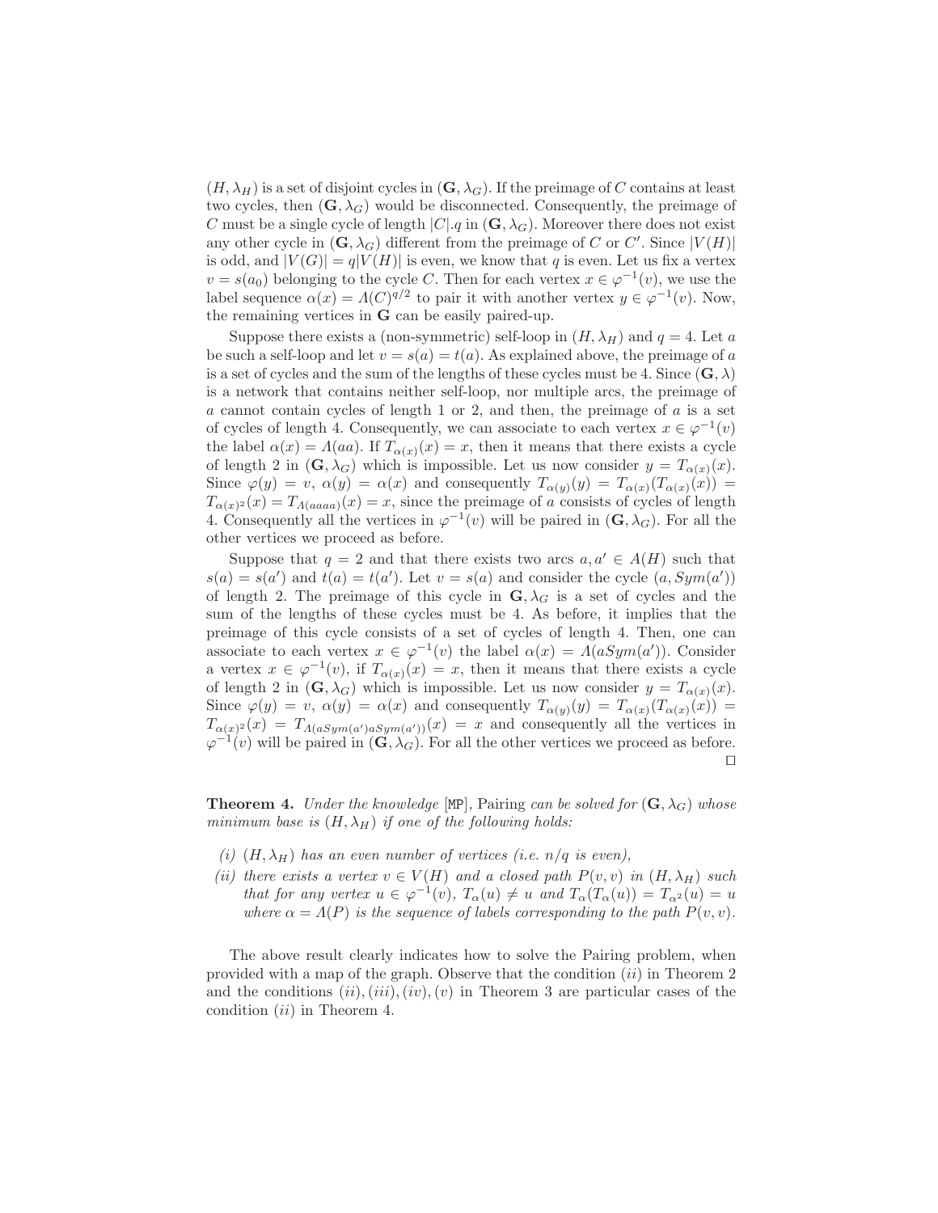$(H, \lambda_H)$ is a set of disjoint cycles in $(\mathbf{G}, \lambda_G)$. If the preimage of $C$ contains at least two cycles, then $(\mathbf{G}, \lambda_G)$ would be disconnected. Consequently, the preimage of $C$ must be a single cycle of length $|C|.q$ in $(\mathbf{G}, \lambda_G)$. Moreover there does not exist any other cycle in $(\mathbf{G}, \lambda_G)$ different from the preimage of $C$ or $C'$. Since $|V(H)|$ is odd, and $|V(G)| = q|V(H)|$ is even, we know that $q$ is even. Let us fix a vertex $v = s(a_0)$ belonging to the cycle $C$. Then for each vertex $x \in \varphi^{-1}(v)$, we use the label sequence $\alpha(x) = \Lambda(C)^{q/2}$ to pair it with another vertex $y \in \varphi^{-1}(v)$. Now, the remaining vertices in $\mathbf{G}$ can be easily paired-up.

Suppose there exists a (non-symmetric) self-loop in $(H, \lambda_H)$ and $q = 4$. Let $a$ be such a self-loop and let $v = s(a) = t(a)$. As explained above, the preimage of $a$ is a set of cycles and the sum of the lengths of these cycles must be 4. Since $(\mathbf{G}, \lambda)$ is a network that contains neither self-loop, nor multiple arcs, the preimage of $a$ cannot contain cycles of length 1 or 2, and then, the preimage of $a$ is a set of cycles of length 4. Consequently, we can associate to each vertex $x \in \varphi^{-1}(v)$ the label $\alpha(x) = \Lambda(aa)$. If $T_{\alpha(x)}(x) = x$, then it means that there exists a cycle of length 2 in $(\mathbf{G}, \lambda_G)$ which is impossible. Let us now consider $y = T_{\alpha(x)}(x)$. Since $\varphi(y) = v$, $\alpha(y) = \alpha(x)$ and consequently $T_{\alpha(y)}(y) = T_{\alpha(x)}(T_{\alpha(x)}(x)) = T_{\alpha(x)^2}(x) = T_{\Lambda(aaaa)}(x) = x$, since the preimage of $a$ consists of cycles of length 4. Consequently all the vertices in $\varphi^{-1}(v)$ will be paired in $(\mathbf{G}, \lambda_G)$. For all the other vertices we proceed as before.

Suppose that $q = 2$ and that there exists two arcs $a, a' \in A(H)$ such that $s(a) = s(a')$ and $t(a) = t(a')$. Let $v = s(a)$ and consider the cycle $(a, Sym(a'))$ of length 2. The preimage of this cycle in $\mathbf{G}, \lambda_G$ is a set of cycles and the sum of the lengths of these cycles must be 4. As before, it implies that the preimage of this cycle consists of a set of cycles of length 4. Then, one can associate to each vertex $x \in \varphi^{-1}(v)$ the label $\alpha(x) = \Lambda(aSym(a'))$. Consider a vertex $x \in \varphi^{-1}(v)$, if $T_{\alpha(x)}(x) = x$, then it means that there exists a cycle of length 2 in $(\mathbf{G}, \lambda_G)$ which is impossible. Let us now consider $y = T_{\alpha(x)}(x)$. Since $\varphi(y) = v$, $\alpha(y) = \alpha(x)$ and consequently $T_{\alpha(y)}(y) = T_{\alpha(x)}(T_{\alpha(x)}(x)) = T_{\alpha(x)^2}(x) = T_{\Lambda(aSym(a')aSym(a'))}(x) = x$ and consequently all the vertices in $\varphi^{-1}(v)$ will be paired in $(\mathbf{G}, \lambda_G)$. For all the other vertices we proceed as before. □

**Theorem 4.** *Under the knowledge* [MP], Pairing *can be solved for* $(\mathbf{G}, \lambda_G)$ *whose minimum base is* $(H, \lambda_H)$ *if one of the following holds:*

*(i)* $(H, \lambda_H)$ *has an even number of vertices (i.e.* $n/q$ *is even),*

*(ii) there exists a vertex* $v \in V(H)$ *and a closed path* $P(v, v)$ *in* $(H, \lambda_H)$ *such that for any vertex* $u \in \varphi^{-1}(v)$, $T_\alpha(u) \neq u$ *and* $T_\alpha(T_\alpha(u)) = T_{\alpha^2}(u) = u$ *where* $\alpha = \Lambda(P)$ *is the sequence of labels corresponding to the path* $P(v, v)$.

The above result clearly indicates how to solve the Pairing problem, when provided with a map of the graph. Observe that the condition $(ii)$ in Theorem 2 and the conditions $(ii), (iii), (iv), (v)$ in Theorem 3 are particular cases of the condition $(ii)$ in Theorem 4.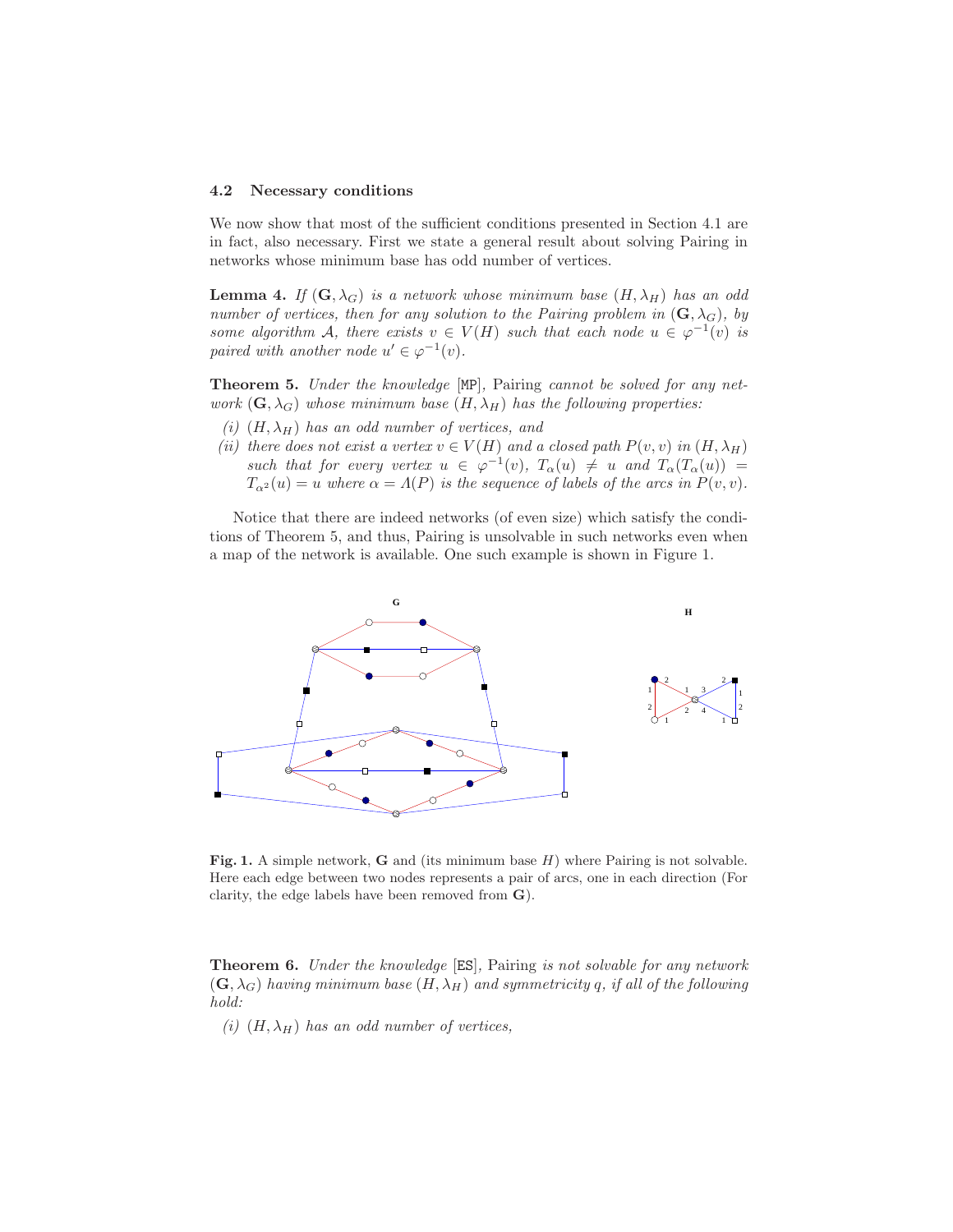### 4.2 Necessary conditions

We now show that most of the sufficient conditions presented in Section 4.1 are in fact, also necessary. First we state a general result about solving Pairing in networks whose minimum base has odd number of vertices.

**Lemma 4.** *If $(\mathbf{G}, \lambda_G)$ is a network whose minimum base $(H, \lambda_H)$ has an odd number of vertices, then for any solution to the Pairing problem in $(\mathbf{G}, \lambda_G)$, by some algorithm $\mathcal{A}$, there exists $v \in V(H)$ such that each node $u \in \varphi^{-1}(v)$ is paired with another node $u' \in \varphi^{-1}(v)$.*

**Theorem 5.** *Under the knowledge* [MP], Pairing *cannot be solved for any network $(\mathbf{G}, \lambda_G)$ whose minimum base $(H, \lambda_H)$ has the following properties:*

*(i) $(H, \lambda_H)$ has an odd number of vertices, and*

*(ii) there does not exist a vertex $v \in V(H)$ and a closed path $P(v, v)$ in $(H, \lambda_H)$ such that for every vertex $u \in \varphi^{-1}(v)$, $T_\alpha(u) \neq u$ and $T_\alpha(T_\alpha(u)) = T_{\alpha^2}(u) = u$ where $\alpha = \Lambda(P)$ is the sequence of labels of the arcs in $P(v, v)$.*

Notice that there are indeed networks (of even size) which satisfy the conditions of Theorem 5, and thus, Pairing is unsolvable in such networks even when a map of the network is available. One such example is shown in Figure 1.

**Fig. 1.** A simple network, $\mathbf{G}$ and (its minimum base $H$) where Pairing is not solvable. Here each edge between two nodes represents a pair of arcs, one in each direction (For clarity, the edge labels have been removed from $\mathbf{G}$).

**Theorem 6.** *Under the knowledge* [ES], Pairing *is not solvable for any network $(\mathbf{G}, \lambda_G)$ having minimum base $(H, \lambda_H)$ and symmetricity $q$, if all of the following hold:*

*(i) $(H, \lambda_H)$ has an odd number of vertices,*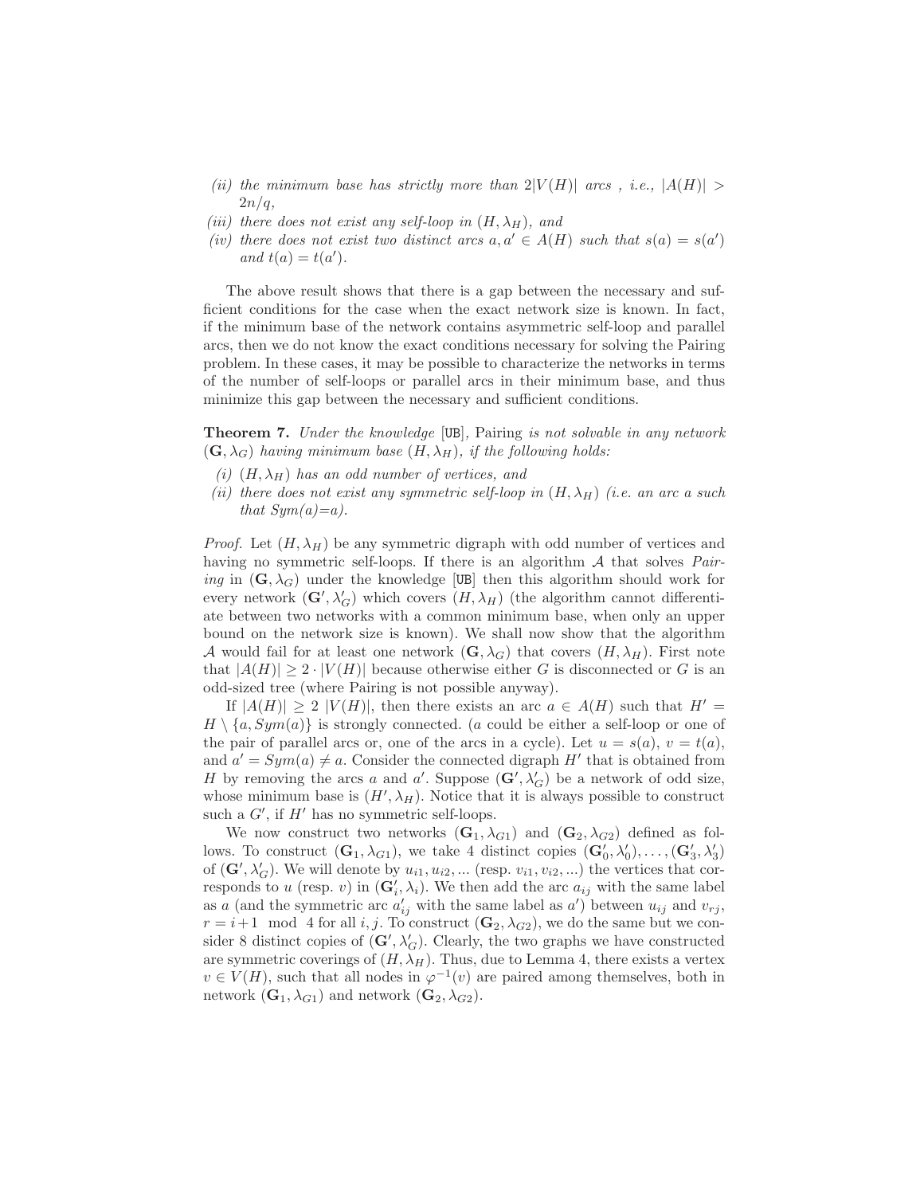(ii) *the minimum base has strictly more than* $2|V(H)|$ *arcs , i.e.,* $|A(H)| > 2n/q$,

(iii) *there does not exist any self-loop in* $(H, \lambda_H)$*, and*

(iv) *there does not exist two distinct arcs* $a, a' \in A(H)$ *such that* $s(a) = s(a')$ *and* $t(a) = t(a')$.

The above result shows that there is a gap between the necessary and sufficient conditions for the case when the exact network size is known. In fact, if the minimum base of the network contains asymmetric self-loop and parallel arcs, then we do not know the exact conditions necessary for solving the Pairing problem. In these cases, it may be possible to characterize the networks in terms of the number of self-loops or parallel arcs in their minimum base, and thus minimize this gap between the necessary and sufficient conditions.

**Theorem 7.** *Under the knowledge* [UB], Pairing *is not solvable in any network* $(\mathbf{G}, \lambda_G)$ *having minimum base* $(H, \lambda_H)$*, if the following holds:*

(i) $(H, \lambda_H)$ *has an odd number of vertices, and*

(ii) *there does not exist any symmetric self-loop in* $(H, \lambda_H)$ *(i.e. an arc a such that Sym(a)=a).*

*Proof.* Let $(H, \lambda_H)$ be any symmetric digraph with odd number of vertices and having no symmetric self-loops. If there is an algorithm $\mathcal{A}$ that solves *Pairing* in $(\mathbf{G}, \lambda_G)$ under the knowledge [UB] then this algorithm should work for every network $(\mathbf{G}', \lambda'_G)$ which covers $(H, \lambda_H)$ (the algorithm cannot differentiate between two networks with a common minimum base, when only an upper bound on the network size is known). We shall now show that the algorithm $\mathcal{A}$ would fail for at least one network $(\mathbf{G}, \lambda_G)$ that covers $(H, \lambda_H)$. First note that $|A(H)| \geq 2 \cdot |V(H)|$ because otherwise either $G$ is disconnected or $G$ is an odd-sized tree (where Pairing is not possible anyway).

If $|A(H)| \geq 2\ |V(H)|$, then there exists an arc $a \in A(H)$ such that $H' = H \setminus \{a, Sym(a)\}$ is strongly connected. ($a$ could be either a self-loop or one of the pair of parallel arcs or, one of the arcs in a cycle). Let $u = s(a)$, $v = t(a)$, and $a' = Sym(a) \neq a$. Consider the connected digraph $H'$ that is obtained from $H$ by removing the arcs $a$ and $a'$. Suppose $(\mathbf{G}', \lambda'_G)$ be a network of odd size, whose minimum base is $(H', \lambda_H)$. Notice that it is always possible to construct such a $G'$, if $H'$ has no symmetric self-loops.

We now construct two networks $(\mathbf{G}_1, \lambda_{G1})$ and $(\mathbf{G}_2, \lambda_{G2})$ defined as follows. To construct $(\mathbf{G}_1, \lambda_{G1})$, we take 4 distinct copies $(\mathbf{G}'_0, \lambda'_0), \ldots, (\mathbf{G}'_3, \lambda'_3)$ of $(\mathbf{G}', \lambda'_G)$. We will denote by $u_{i1}, u_{i2}, \ldots$ (resp. $v_{i1}, v_{i2}, \ldots$) the vertices that corresponds to $u$ (resp. $v$) in $(\mathbf{G}'_i, \lambda_i)$. We then add the arc $a_{ij}$ with the same label as $a$ (and the symmetric arc $a'_{ij}$ with the same label as $a'$) between $u_{ij}$ and $v_{rj}$, $r = i+1 \mod 4$ for all $i, j$. To construct $(\mathbf{G}_2, \lambda_{G2})$, we do the same but we consider 8 distinct copies of $(\mathbf{G}', \lambda'_G)$. Clearly, the two graphs we have constructed are symmetric coverings of $(H, \lambda_H)$. Thus, due to Lemma 4, there exists a vertex $v \in V(H)$, such that all nodes in $\varphi^{-1}(v)$ are paired among themselves, both in network $(\mathbf{G}_1, \lambda_{G1})$ and network $(\mathbf{G}_2, \lambda_{G2})$.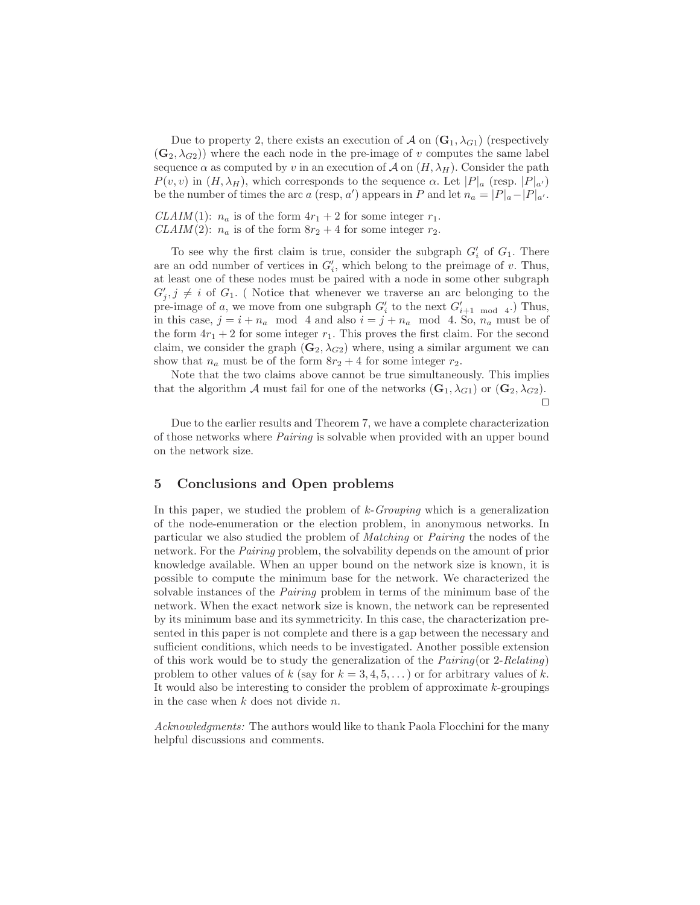Due to property 2, there exists an execution of $\mathcal{A}$ on $(\mathbf{G}_1, \lambda_{G1})$ (respectively $(\mathbf{G}_2, \lambda_{G2})$) where the each node in the pre-image of $v$ computes the same label sequence $\alpha$ as computed by $v$ in an execution of $\mathcal{A}$ on $(H, \lambda_H)$. Consider the path $P(v, v)$ in $(H, \lambda_H)$, which corresponds to the sequence $\alpha$. Let $|P|_a$ (resp. $|P|_{a'}$) be the number of times the arc $a$ (resp, $a'$) appears in $P$ and let $n_a = |P|_a - |P|_{a'}$.

*CLAIM*(1): $n_a$ is of the form $4r_1 + 2$ for some integer $r_1$.
*CLAIM*(2): $n_a$ is of the form $8r_2 + 4$ for some integer $r_2$.

To see why the first claim is true, consider the subgraph $G'_i$ of $G_1$. There are an odd number of vertices in $G'_i$, which belong to the preimage of $v$. Thus, at least one of these nodes must be paired with a node in some other subgraph $G'_j, j \neq i$ of $G_1$. ( Notice that whenever we traverse an arc belonging to the pre-image of $a$, we move from one subgraph $G'_i$ to the next $G'_{i+1 \mod 4}$.) Thus, in this case, $j = i + n_a \mod 4$ and also $i = j + n_a \mod 4$. So, $n_a$ must be of the form $4r_1 + 2$ for some integer $r_1$. This proves the first claim. For the second claim, we consider the graph $(\mathbf{G}_2, \lambda_{G2})$ where, using a similar argument we can show that $n_a$ must be of the form $8r_2 + 4$ for some integer $r_2$.

Note that the two claims above cannot be true simultaneously. This implies that the algorithm $\mathcal{A}$ must fail for one of the networks $(\mathbf{G}_1, \lambda_{G1})$ or $(\mathbf{G}_2, \lambda_{G2})$. □

Due to the earlier results and Theorem 7, we have a complete characterization of those networks where *Pairing* is solvable when provided with an upper bound on the network size.

## 5 Conclusions and Open problems

In this paper, we studied the problem of *k-Grouping* which is a generalization of the node-enumeration or the election problem, in anonymous networks. In particular we also studied the problem of *Matching* or *Pairing* the nodes of the network. For the *Pairing* problem, the solvability depends on the amount of prior knowledge available. When an upper bound on the network size is known, it is possible to compute the minimum base for the network. We characterized the solvable instances of the *Pairing* problem in terms of the minimum base of the network. When the exact network size is known, the network can be represented by its minimum base and its symmetricity. In this case, the characterization presented in this paper is not complete and there is a gap between the necessary and sufficient conditions, which needs to be investigated. Another possible extension of this work would be to study the generalization of the *Pairing*(or 2-*Relating*) problem to other values of $k$ (say for $k = 3, 4, 5, \dots$) or for arbitrary values of $k$. It would also be interesting to consider the problem of approximate $k$-groupings in the case when $k$ does not divide $n$.

*Acknowledgments:* The authors would like to thank Paola Flocchini for the many helpful discussions and comments.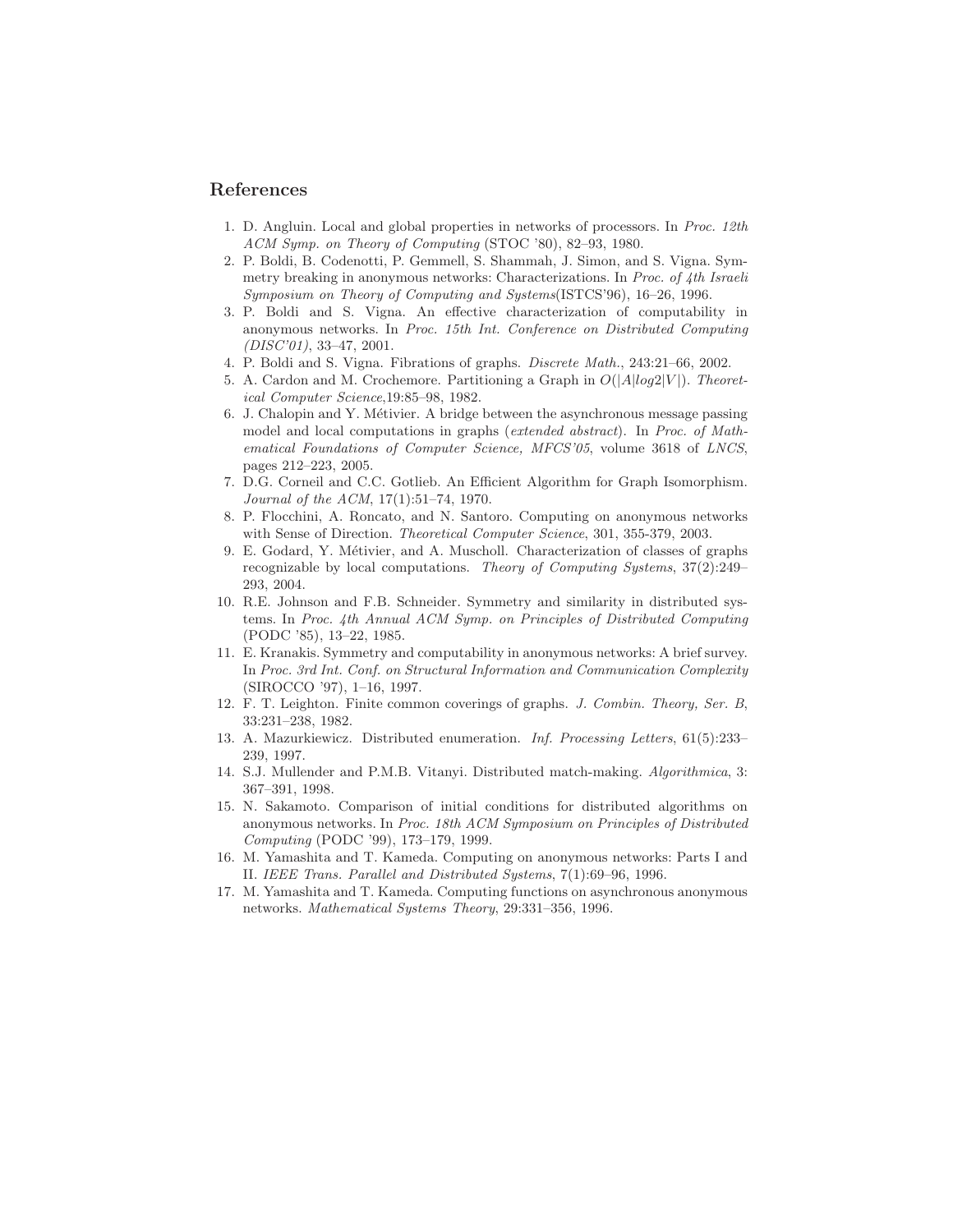## References

1. D. Angluin. Local and global properties in networks of processors. In *Proc. 12th ACM Symp. on Theory of Computing* (STOC '80), 82–93, 1980.
2. P. Boldi, B. Codenotti, P. Gemmell, S. Shammah, J. Simon, and S. Vigna. Symmetry breaking in anonymous networks: Characterizations. In *Proc. of 4th Israeli Symposium on Theory of Computing and Systems*(ISTCS'96), 16–26, 1996.
3. P. Boldi and S. Vigna. An effective characterization of computability in anonymous networks. In *Proc. 15th Int. Conference on Distributed Computing (DISC'01)*, 33–47, 2001.
4. P. Boldi and S. Vigna. Fibrations of graphs. *Discrete Math.*, 243:21–66, 2002.
5. A. Cardon and M. Crochemore. Partitioning a Graph in $O(|A|log2|V|)$. *Theoretical Computer Science*,19:85–98, 1982.
6. J. Chalopin and Y. Métivier. A bridge between the asynchronous message passing model and local computations in graphs (*extended abstract*). In *Proc. of Mathematical Foundations of Computer Science, MFCS'05*, volume 3618 of *LNCS*, pages 212–223, 2005.
7. D.G. Corneil and C.C. Gotlieb. An Efficient Algorithm for Graph Isomorphism. *Journal of the ACM*, 17(1):51–74, 1970.
8. P. Flocchini, A. Roncato, and N. Santoro. Computing on anonymous networks with Sense of Direction. *Theoretical Computer Science*, 301, 355-379, 2003.
9. E. Godard, Y. Métivier, and A. Muscholl. Characterization of classes of graphs recognizable by local computations. *Theory of Computing Systems*, 37(2):249–293, 2004.
10. R.E. Johnson and F.B. Schneider. Symmetry and similarity in distributed systems. In *Proc. 4th Annual ACM Symp. on Principles of Distributed Computing* (PODC '85), 13–22, 1985.
11. E. Kranakis. Symmetry and computability in anonymous networks: A brief survey. In *Proc. 3rd Int. Conf. on Structural Information and Communication Complexity* (SIROCCO '97), 1–16, 1997.
12. F. T. Leighton. Finite common coverings of graphs. *J. Combin. Theory, Ser. B*, 33:231–238, 1982.
13. A. Mazurkiewicz. Distributed enumeration. *Inf. Processing Letters*, 61(5):233–239, 1997.
14. S.J. Mullender and P.M.B. Vitanyi. Distributed match-making. *Algorithmica*, 3: 367–391, 1998.
15. N. Sakamoto. Comparison of initial conditions for distributed algorithms on anonymous networks. In *Proc. 18th ACM Symposium on Principles of Distributed Computing* (PODC '99), 173–179, 1999.
16. M. Yamashita and T. Kameda. Computing on anonymous networks: Parts I and II. *IEEE Trans. Parallel and Distributed Systems*, 7(1):69–96, 1996.
17. M. Yamashita and T. Kameda. Computing functions on asynchronous anonymous networks. *Mathematical Systems Theory*, 29:331–356, 1996.